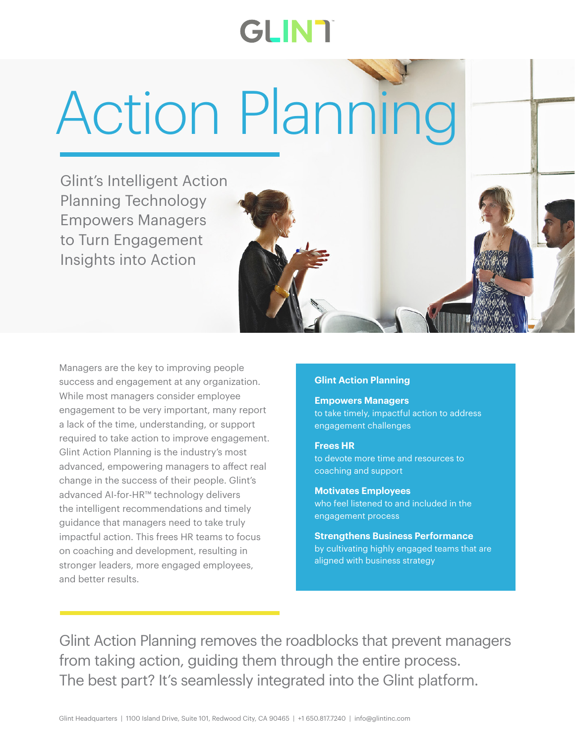GLINT

# Action Planning

## Glint's Intelligent Action Planning Technology Empowers Managers to Turn Engagement Insights into Action

Managers are the key to improving people success and engagement at any organization. While most managers consider employee engagement to be very important, many report a lack of the time, understanding, or support required to take action to improve engagement. Glint Action Planning is the industry's most advanced, empowering managers to affect real change in the success of their people. Glint's advanced AI-for-HR™ technology delivers the intelligent recommendations and timely guidance that managers need to take truly impactful action. This frees HR teams to focus on coaching and development, resulting in stronger leaders, more engaged employees, and better results.

**Glint Action Planning**

**Empowers Managers**
to take timely, impactful action to address engagement challenges

**Frees HR**
to devote more time and resources to coaching and support

**Motivates Employees**
who feel listened to and included in the engagement process

**Strengthens Business Performance**
by cultivating highly engaged teams that are aligned with business strategy

Glint Action Planning removes the roadblocks that prevent managers from taking action, guiding them through the entire process. The best part? It's seamlessly integrated into the Glint platform.

Glint Headquarters | 1100 Island Drive, Suite 101, Redwood City, CA 90465 | +1 650.817.7240 | info@glintinc.com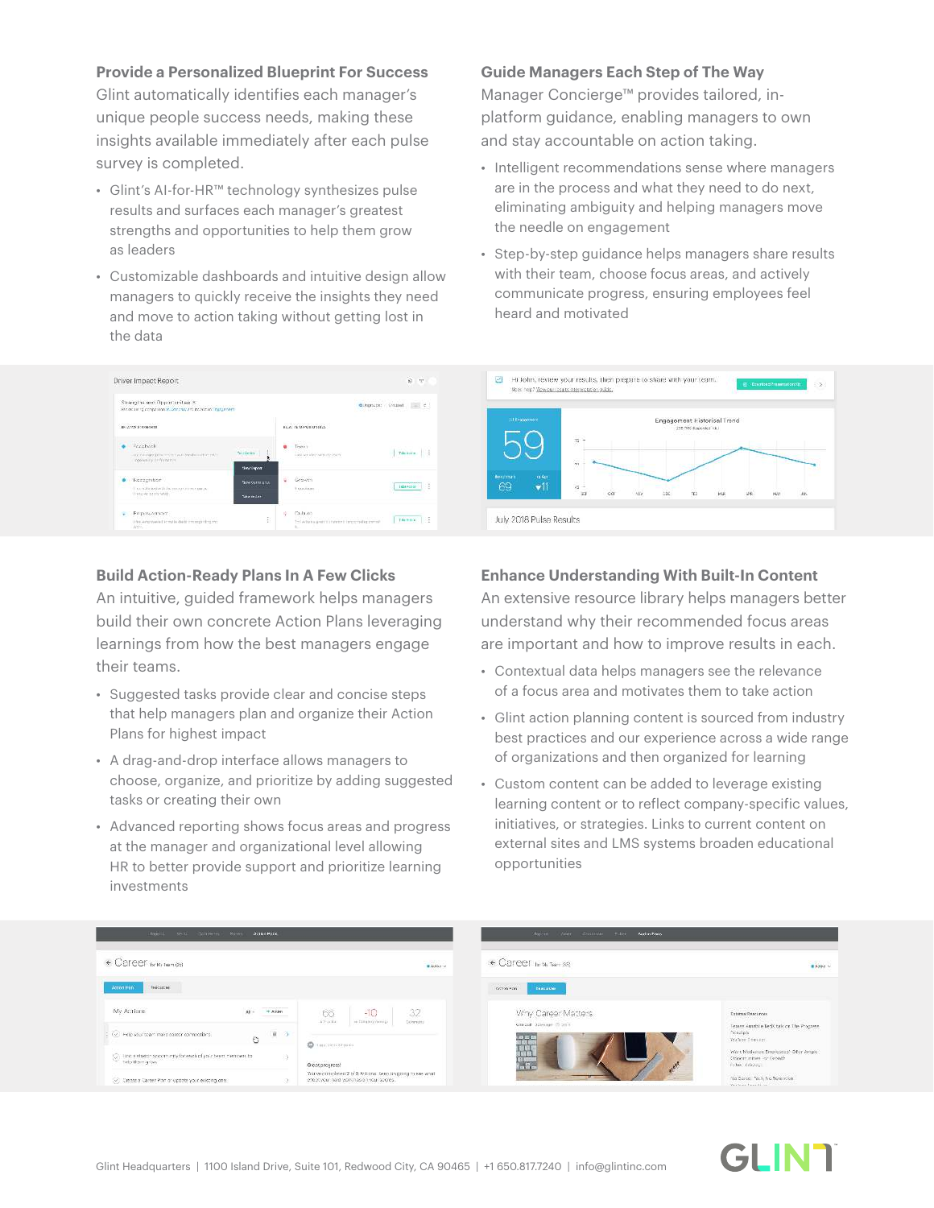## Provide a Personalized Blueprint For Success

Glint automatically identifies each manager's unique people success needs, making these insights available immediately after each pulse survey is completed.

- Glint's AI-for-HR™ technology synthesizes pulse results and surfaces each manager's greatest strengths and opportunities to help them grow as leaders
- Customizable dashboards and intuitive design allow managers to quickly receive the insights they need and move to action taking without getting lost in the data

## Guide Managers Each Step of The Way

Manager Concierge™ provides tailored, in-platform guidance, enabling managers to own and stay accountable on action taking.

- Intelligent recommendations sense where managers are in the process and what they need to do next, eliminating ambiguity and helping managers move the needle on engagement
- Step-by-step guidance helps managers share results with their team, choose focus areas, and actively communicate progress, ensuring employees feel heard and motivated

## Build Action-Ready Plans In A Few Clicks

An intuitive, guided framework helps managers build their own concrete Action Plans leveraging learnings from how the best managers engage their teams.

- Suggested tasks provide clear and concise steps that help managers plan and organize their Action Plans for highest impact
- A drag-and-drop interface allows managers to choose, organize, and prioritize by adding suggested tasks or creating their own
- Advanced reporting shows focus areas and progress at the manager and organizational level allowing HR to better provide support and prioritize learning investments

## Enhance Understanding With Built-In Content

An extensive resource library helps managers better understand why their recommended focus areas are important and how to improve results in each.

- Contextual data helps managers see the relevance of a focus area and motivates them to take action
- Glint action planning content is sourced from industry best practices and our experience across a wide range of organizations and then organized for learning
- Custom content can be added to leverage existing learning content or to reflect company-specific values, initiatives, or strategies. Links to current content on external sites and LMS systems broaden educational opportunities

Glint Headquarters | 1100 Island Drive, Suite 101, Redwood City, CA 90465 | +1 650.817.7240 | info@glintinc.com

GLINT